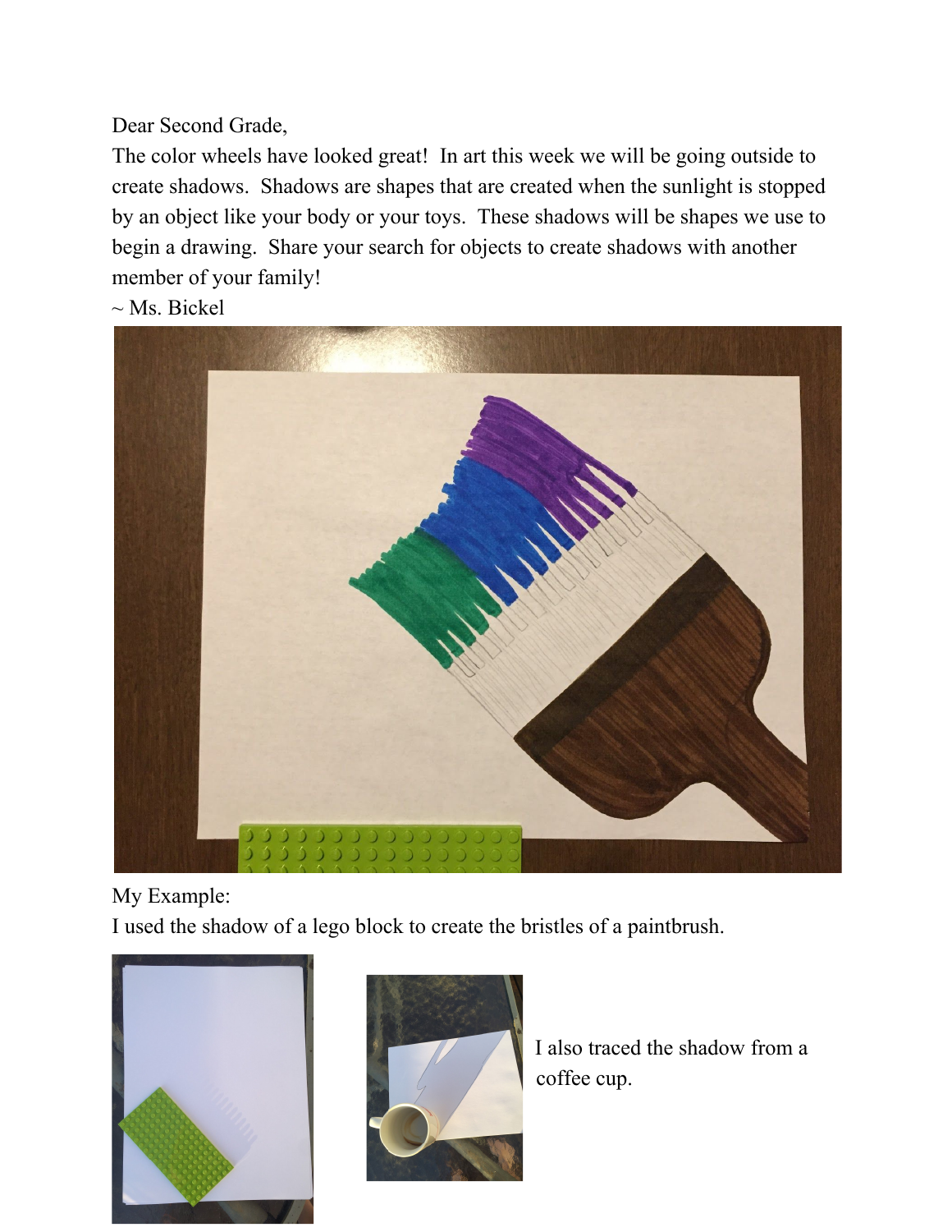Dear Second Grade,

The color wheels have looked great! In art this week we will be going outside to create shadows. Shadows are shapes that are created when the sunlight is stopped by an object like your body or your toys. These shadows will be shapes we use to begin a drawing. Share your search for objects to create shadows with another member of your family!

~ Ms. Bickel

My Example:

I used the shadow of a lego block to create the bristles of a paintbrush.

I also traced the shadow from a coffee cup.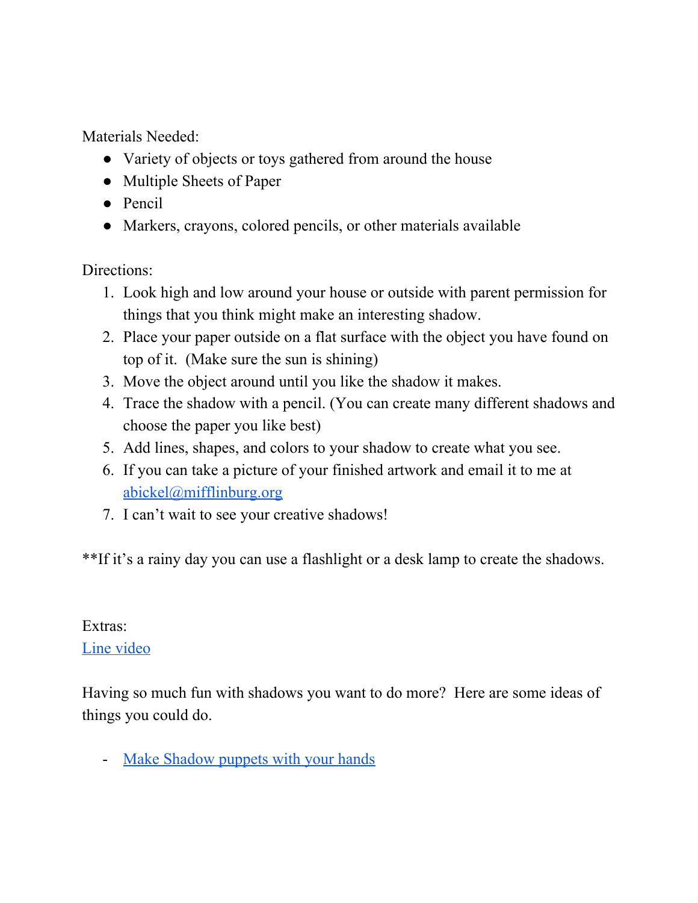Materials Needed:

- Variety of objects or toys gathered from around the house
- Multiple Sheets of Paper
- Pencil
- Markers, crayons, colored pencils, or other materials available

Directions:

1. Look high and low around your house or outside with parent permission for things that you think might make an interesting shadow.
2. Place your paper outside on a flat surface with the object you have found on top of it. (Make sure the sun is shining)
3. Move the object around until you like the shadow it makes.
4. Trace the shadow with a pencil. (You can create many different shadows and choose the paper you like best)
5. Add lines, shapes, and colors to your shadow to create what you see.
6. If you can take a picture of your finished artwork and email it to me at abickel@mifflinburg.org
7. I can't wait to see your creative shadows!

**If it's a rainy day you can use a flashlight or a desk lamp to create the shadows.

Extras:

Line video

Having so much fun with shadows you want to do more? Here are some ideas of things you could do.

- Make Shadow puppets with your hands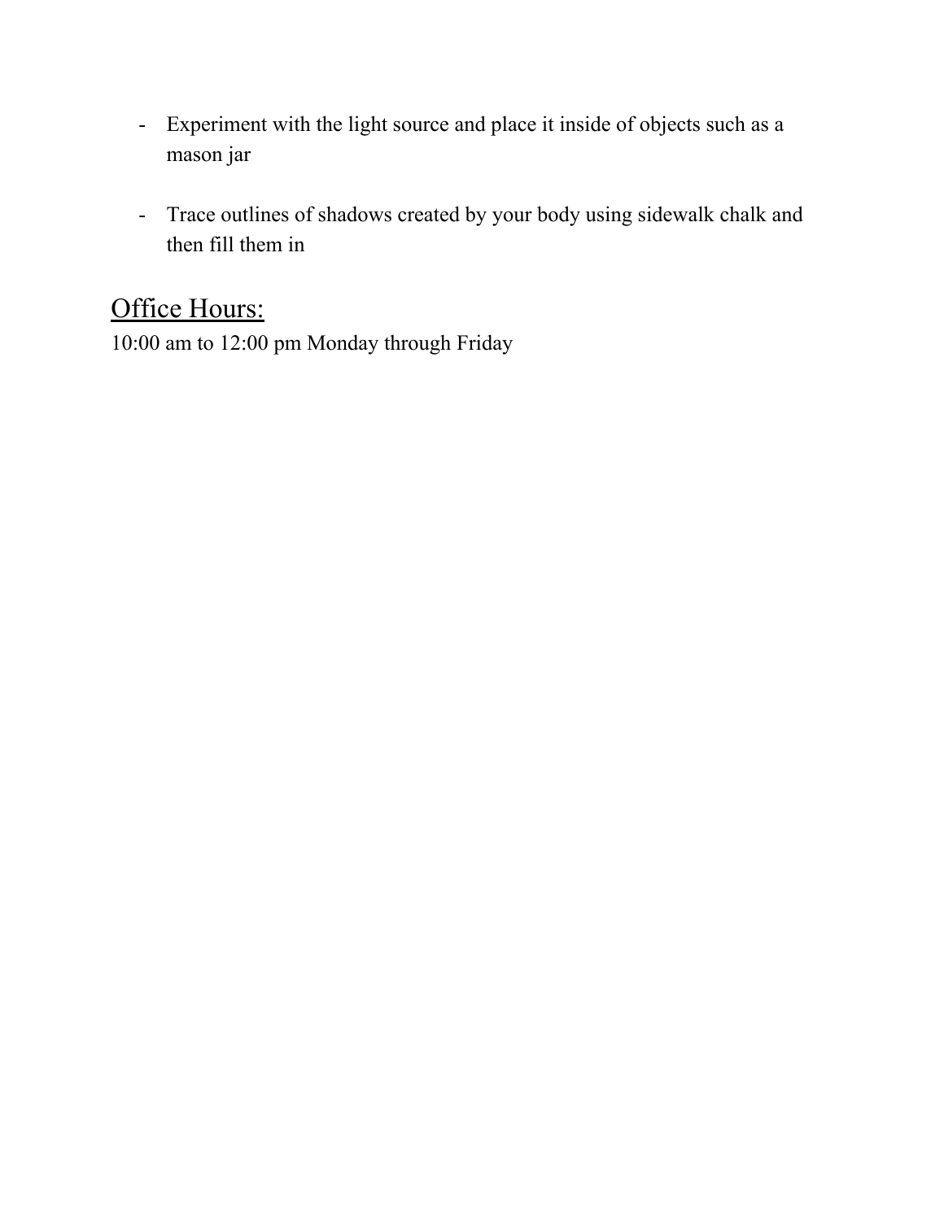- Experiment with the light source and place it inside of objects such as a mason jar

- Trace outlines of shadows created by your body using sidewalk chalk and then fill them in

## Office Hours:

10:00 am to 12:00 pm Monday through Friday